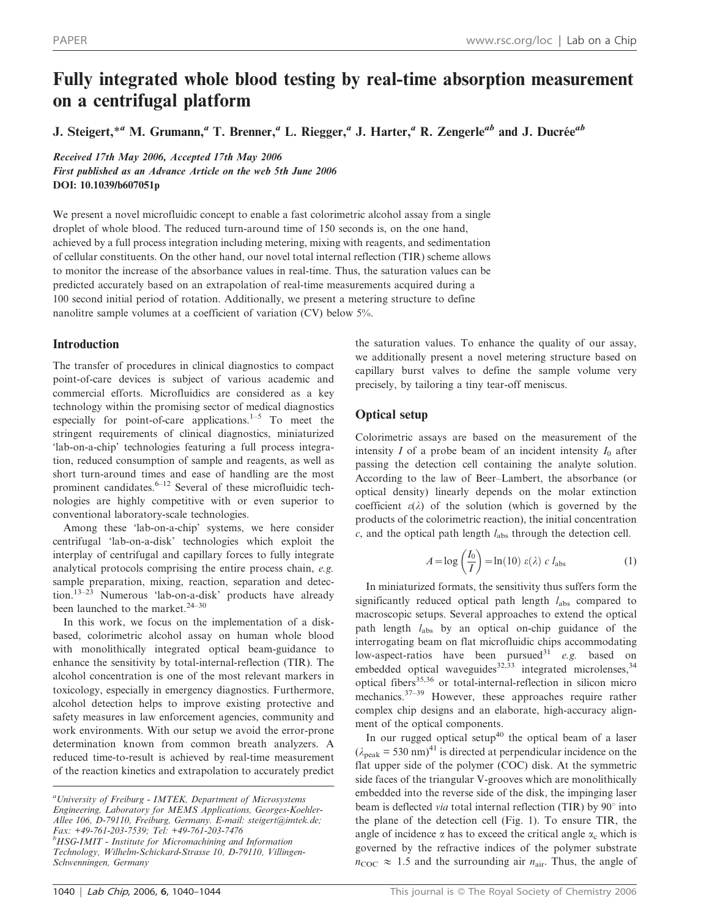# Fully integrated whole blood testing by real-time absorption measurement on a centrifugal platform

J. Steigert,*[a] M. Grumann,[a] T. Brenner,[a] L. Riegger,[a] J. Harter,[a] R. Zengerle[ab] and J. Ducrée[ab]

*Received 17th May 2006, Accepted 17th May 2006*
*First published as an Advance Article on the web 5th June 2006*
**DOI: 10.1039/b607051p**

We present a novel microfluidic concept to enable a fast colorimetric alcohol assay from a single droplet of whole blood. The reduced turn-around time of 150 seconds is, on the one hand, achieved by a full process integration including metering, mixing with reagents, and sedimentation of cellular constituents. On the other hand, our novel total internal reflection (TIR) scheme allows to monitor the increase of the absorbance values in real-time. Thus, the saturation values can be predicted accurately based on an extrapolation of real-time measurements acquired during a 100 second initial period of rotation. Additionally, we present a metering structure to define nanolitre sample volumes at a coefficient of variation (CV) below 5%.

## Introduction

The transfer of procedures in clinical diagnostics to compact point-of-care devices is subject of various academic and commercial efforts. Microfluidics are considered as a key technology within the promising sector of medical diagnostics especially for point-of-care applications.[1–5] To meet the stringent requirements of clinical diagnostics, miniaturized 'lab-on-a-chip' technologies featuring a full process integration, reduced consumption of sample and reagents, as well as short turn-around times and ease of handling are the most prominent candidates.[6–12] Several of these microfluidic technologies are highly competitive with or even superior to conventional laboratory-scale technologies.

Among these 'lab-on-a-chip' systems, we here consider centrifugal 'lab-on-a-disk' technologies which exploit the interplay of centrifugal and capillary forces to fully integrate analytical protocols comprising the entire process chain, *e.g.* sample preparation, mixing, reaction, separation and detection.[13–23] Numerous 'lab-on-a-disk' products have already been launched to the market.[24–30]

In this work, we focus on the implementation of a disk-based, colorimetric alcohol assay on human whole blood with monolithically integrated optical beam-guidance to enhance the sensitivity by total-internal-reflection (TIR). The alcohol concentration is one of the most relevant markers in toxicology, especially in emergency diagnostics. Furthermore, alcohol detection helps to improve existing protective and safety measures in law enforcement agencies, community and work environments. With our setup we avoid the error-prone determination known from common breath analyzers. A reduced time-to-result is achieved by real-time measurement of the reaction kinetics and extrapolation to accurately predict the saturation values. To enhance the quality of our assay, we additionally present a novel metering structure based on capillary burst valves to define the sample volume very precisely, by tailoring a tiny tear-off meniscus.

## Optical setup

Colorimetric assays are based on the measurement of the intensity $I$ of a probe beam of an incident intensity $I_0$ after passing the detection cell containing the analyte solution. According to the law of Beer–Lambert, the absorbance (or optical density) linearly depends on the molar extinction coefficient $\varepsilon(\lambda)$ of the solution (which is governed by the products of the colorimetric reaction), the initial concentration $c$, and the optical path length $l_{\rm abs}$ through the detection cell.

$$A = \log\left(\frac{I_0}{I}\right) = \ln(10)\ \varepsilon(\lambda)\ c\ l_{\rm abs} \qquad (1)$$

In miniaturized formats, the sensitivity thus suffers form the significantly reduced optical path length $l_{\rm abs}$ compared to macroscopic setups. Several approaches to extend the optical path length $l_{\rm abs}$ by an optical on-chip guidance of the interrogating beam on flat microfluidic chips accommodating low-aspect-ratios have been pursued[31] *e.g.* based on embedded optical waveguides[32,33] integrated microlenses,[34] optical fibers[35,36] or total-internal-reflection in silicon micro mechanics.[37–39] However, these approaches require rather complex chip designs and an elaborate, high-accuracy alignment of the optical components.

In our rugged optical setup[40] the optical beam of a laser ($\lambda_{\rm peak}$ = 530 nm)[41] is directed at perpendicular incidence on the flat upper side of the polymer (COC) disk. At the symmetric side faces of the triangular V-grooves which are monolithically embedded into the reverse side of the disk, the impinging laser beam is deflected *via* total internal reflection (TIR) by 90° into the plane of the detection cell (Fig. 1). To ensure TIR, the angle of incidence $\alpha$ has to exceed the critical angle $\alpha_c$ which is governed by the refractive indices of the polymer substrate $n_{\rm COC} \approx 1.5$ and the surrounding air $n_{\rm air}$. Thus, the angle of

[a]University of Freiburg - IMTEK, Department of Microsystems Engineering, Laboratory for MEMS Applications, Georges-Koehler-Allee 106, D-79110, Freiburg, Germany. E-mail: steigert@imtek.de; Fax: +49-761-203-7539; Tel: +49-761-203-7476
[b]HSG-IMIT - Institute for Micromachining and Information Technology, Wilhelm-Schickard-Strasse 10, D-79110, Villingen-Schwenningen, Germany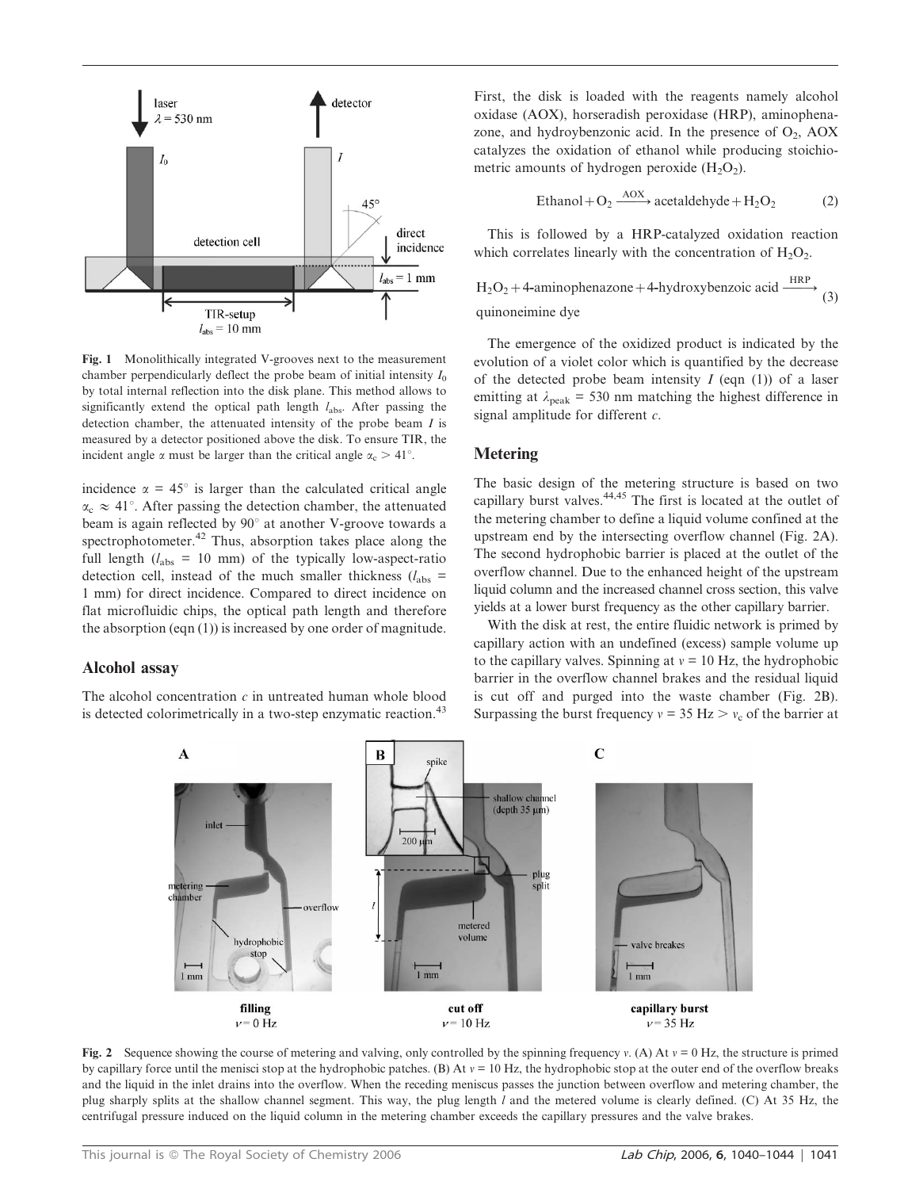Fig. 1 Monolithically integrated V-grooves next to the measurement chamber perpendicularly deflect the probe beam of initial intensity $I_0$ by total internal reflection into the disk plane. This method allows to significantly extend the optical path length $l_{abs}$. After passing the detection chamber, the attenuated intensity of the probe beam $I$ is measured by a detector positioned above the disk. To ensure TIR, the incident angle $\alpha$ must be larger than the critical angle $\alpha_c > 41°$.

incidence $\alpha = 45°$ is larger than the calculated critical angle $\alpha_c \approx 41°$. After passing the detection chamber, the attenuated beam is again reflected by 90° at another V-groove towards a spectrophotometer.[42] Thus, absorption takes place along the full length ($l_{abs}$ = 10 mm) of the typically low-aspect-ratio detection cell, instead of the much smaller thickness ($l_{abs}$ = 1 mm) for direct incidence. Compared to direct incidence on flat microfluidic chips, the optical path length and therefore the absorption (eqn (1)) is increased by one order of magnitude.

## Alcohol assay

The alcohol concentration $c$ in untreated human whole blood is detected colorimetrically in a two-step enzymatic reaction.[43] First, the disk is loaded with the reagents namely alcohol oxidase (AOX), horseradish peroxidase (HRP), aminophenazone, and hydroybenzonic acid. In the presence of $O_2$, AOX catalyzes the oxidation of ethanol while producing stoichiometric amounts of hydrogen peroxide ($H_2O_2$).

$$\text{Ethanol} + O_2 \xrightarrow{\text{AOX}} \text{acetaldehyde} + H_2O_2 \qquad (2)$$

This is followed by a HRP-catalyzed oxidation reaction which correlates linearly with the concentration of $H_2O_2$.

$$H_2O_2 + \text{4-aminophenazone} + \text{4-hydroxybenzoic acid} \xrightarrow{\text{HRP}} \text{quinoneimine dye} \qquad (3)$$

The emergence of the oxidized product is indicated by the evolution of a violet color which is quantified by the decrease of the detected probe beam intensity $I$ (eqn (1)) of a laser emitting at $\lambda_{peak}$ = 530 nm matching the highest difference in signal amplitude for different $c$.

## Metering

The basic design of the metering structure is based on two capillary burst valves.[44,45] The first is located at the outlet of the metering chamber to define a liquid volume confined at the upstream end by the intersecting overflow channel (Fig. 2A). The second hydrophobic barrier is placed at the outlet of the overflow channel. Due to the enhanced height of the upstream liquid column and the increased channel cross section, this valve yields at a lower burst frequency as the other capillary barrier.

With the disk at rest, the entire fluidic network is primed by capillary action with an undefined (excess) sample volume up to the capillary valves. Spinning at $\nu$ = 10 Hz, the hydrophobic barrier in the overflow channel brakes and the residual liquid is cut off and purged into the waste chamber (Fig. 2B). Surpassing the burst frequency $\nu$ = 35 Hz > $\nu_c$ of the barrier at

Fig. 2 Sequence showing the course of metering and valving, only controlled by the spinning frequency $\nu$. (A) At $\nu$ = 0 Hz, the structure is primed by capillary force until the menisci stop at the hydrophobic patches. (B) At $\nu$ = 10 Hz, the hydrophobic stop at the outer end of the overflow breaks and the liquid in the inlet drains into the overflow. When the receding meniscus passes the junction between overflow and metering chamber, the plug sharply splits at the shallow channel segment. This way, the plug length $l$ and the metered volume is clearly defined. (C) At 35 Hz, the centrifugal pressure induced on the liquid column in the metering chamber exceeds the capillary pressures and the valve brakes.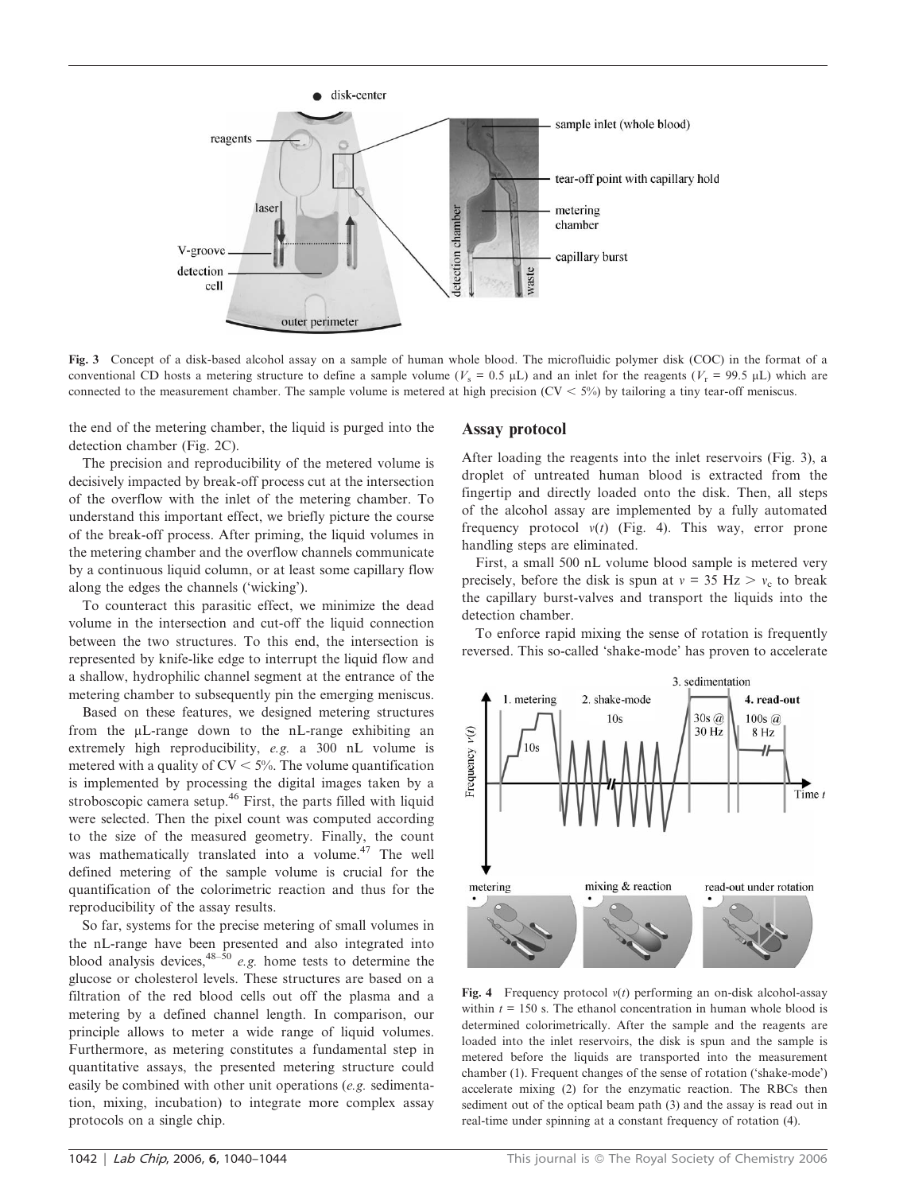Fig. 3 Concept of a disk-based alcohol assay on a sample of human whole blood. The microfluidic polymer disk (COC) in the format of a conventional CD hosts a metering structure to define a sample volume ($V_s$ = 0.5 μL) and an inlet for the reagents ($V_r$ = 99.5 μL) which are connected to the measurement chamber. The sample volume is metered at high precision (CV < 5%) by tailoring a tiny tear-off meniscus.

the end of the metering chamber, the liquid is purged into the detection chamber (Fig. 2C).

The precision and reproducibility of the metered volume is decisively impacted by break-off process cut at the intersection of the overflow with the inlet of the metering chamber. To understand this important effect, we briefly picture the course of the break-off process. After priming, the liquid volumes in the metering chamber and the overflow channels communicate by a continuous liquid column, or at least some capillary flow along the edges the channels ('wicking').

To counteract this parasitic effect, we minimize the dead volume in the intersection and cut-off the liquid connection between the two structures. To this end, the intersection is represented by knife-like edge to interrupt the liquid flow and a shallow, hydrophilic channel segment at the entrance of the metering chamber to subsequently pin the emerging meniscus.

Based on these features, we designed metering structures from the μL-range down to the nL-range exhibiting an extremely high reproducibility, *e.g.* a 300 nL volume is metered with a quality of CV < 5%. The volume quantification is implemented by processing the digital images taken by a stroboscopic camera setup.[46] First, the parts filled with liquid were selected. Then the pixel count was computed according to the size of the measured geometry. Finally, the count was mathematically translated into a volume.[47] The well defined metering of the sample volume is crucial for the quantification of the colorimetric reaction and thus for the reproducibility of the assay results.

So far, systems for the precise metering of small volumes in the nL-range have been presented and also integrated into blood analysis devices,[48–50] *e.g.* home tests to determine the glucose or cholesterol levels. These structures are based on a filtration of the red blood cells out off the plasma and a metering by a defined channel length. In comparison, our principle allows to meter a wide range of liquid volumes. Furthermore, as metering constitutes a fundamental step in quantitative assays, the presented metering structure could easily be combined with other unit operations (*e.g.* sedimentation, mixing, incubation) to integrate more complex assay protocols on a single chip.

## Assay protocol

After loading the reagents into the inlet reservoirs (Fig. 3), a droplet of untreated human blood is extracted from the fingertip and directly loaded onto the disk. Then, all steps of the alcohol assay are implemented by a fully automated frequency protocol $\nu(t)$ (Fig. 4). This way, error prone handling steps are eliminated.

First, a small 500 nL volume blood sample is metered very precisely, before the disk is spun at $\nu$ = 35 Hz > $\nu_c$ to break the capillary burst-valves and transport the liquids into the detection chamber.

To enforce rapid mixing the sense of rotation is frequently reversed. This so-called 'shake-mode' has proven to accelerate

Fig. 4 Frequency protocol $\nu(t)$ performing an on-disk alcohol-assay within $t$ = 150 s. The ethanol concentration in human whole blood is determined colorimetrically. After the sample and the reagents are loaded into the inlet reservoirs, the disk is spun and the sample is metered before the liquids are transported into the measurement chamber (1). Frequent changes of the sense of rotation ('shake-mode') accelerate mixing (2) for the enzymatic reaction. The RBCs then sediment out of the optical beam path (3) and the assay is read out in real-time under spinning at a constant frequency of rotation (4).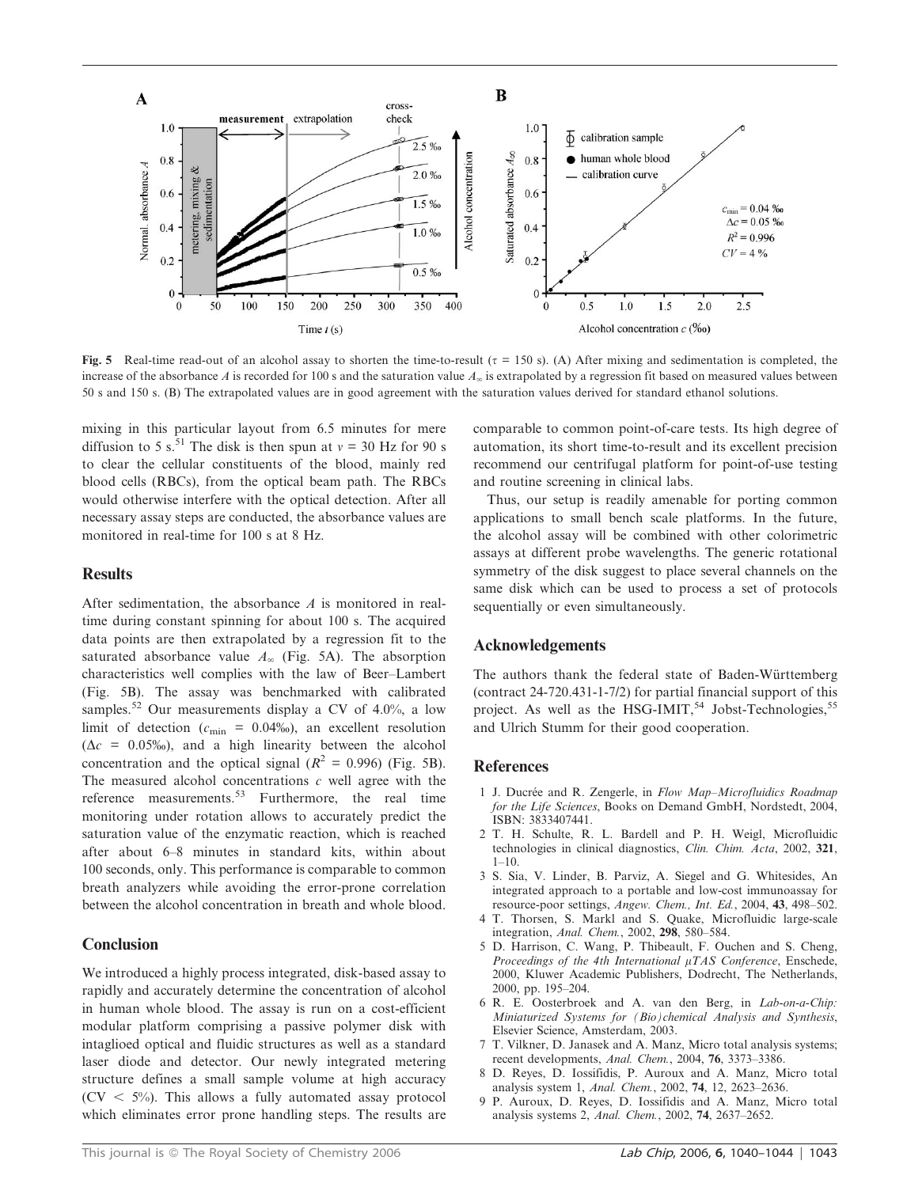**Fig. 5** Real-time read-out of an alcohol assay to shorten the time-to-result ($\tau$ = 150 s). (A) After mixing and sedimentation is completed, the increase of the absorbance $A$ is recorded for 100 s and the saturation value $A_\infty$ is extrapolated by a regression fit based on measured values between 50 s and 150 s. (B) The extrapolated values are in good agreement with the saturation values derived for standard ethanol solutions.

mixing in this particular layout from 6.5 minutes for mere diffusion to 5 s.[51] The disk is then spun at $\nu$ = 30 Hz for 90 s to clear the cellular constituents of the blood, mainly red blood cells (RBCs), from the optical beam path. The RBCs would otherwise interfere with the optical detection. After all necessary assay steps are conducted, the absorbance values are monitored in real-time for 100 s at 8 Hz.

## Results

After sedimentation, the absorbance $A$ is monitored in real-time during constant spinning for about 100 s. The acquired data points are then extrapolated by a regression fit to the saturated absorbance value $A_\infty$ (Fig. 5A). The absorption characteristics well complies with the law of Beer–Lambert (Fig. 5B). The assay was benchmarked with calibrated samples.[52] Our measurements display a CV of 4.0%, a low limit of detection ($c_{\min}$ = 0.04‰), an excellent resolution ($\Delta c$ = 0.05‰), and a high linearity between the alcohol concentration and the optical signal ($R^2$ = 0.996) (Fig. 5B). The measured alcohol concentrations $c$ well agree with the reference measurements.[53] Furthermore, the real time monitoring under rotation allows to accurately predict the saturation value of the enzymatic reaction, which is reached after about 6–8 minutes in standard kits, within about 100 seconds, only. This performance is comparable to common breath analyzers while avoiding the error-prone correlation between the alcohol concentration in breath and whole blood.

## Conclusion

We introduced a highly process integrated, disk-based assay to rapidly and accurately determine the concentration of alcohol in human whole blood. The assay is run on a cost-efficient modular platform comprising a passive polymer disk with intaglioed optical and fluidic structures as well as a standard laser diode and detector. Our newly integrated metering structure defines a small sample volume at high accuracy (CV < 5%). This allows a fully automated assay protocol which eliminates error prone handling steps. The results are comparable to common point-of-care tests. Its high degree of automation, its short time-to-result and its excellent precision recommend our centrifugal platform for point-of-use testing and routine screening in clinical labs.

Thus, our setup is readily amenable for porting common applications to small bench scale platforms. In the future, the alcohol assay will be combined with other colorimetric assays at different probe wavelengths. The generic rotational symmetry of the disk suggest to place several channels on the same disk which can be used to process a set of protocols sequentially or even simultaneously.

## Acknowledgements

The authors thank the federal state of Baden-Württemberg (contract 24-720.431-1-7/2) for partial financial support of this project. As well as the HSG-IMIT,[54] Jobst-Technologies,[55] and Ulrich Stumm for their good cooperation.

## References

1. J. Ducrée and R. Zengerle, in *Flow Map–Microfluidics Roadmap for the Life Sciences*, Books on Demand GmbH, Nordstedt, 2004, ISBN: 3833407441.
2. T. H. Schulte, R. L. Bardell and P. H. Weigl, Microfluidic technologies in clinical diagnostics, *Clin. Chim. Acta*, 2002, **321**, 1–10.
3. S. Sia, V. Linder, B. Parviz, A. Siegel and G. Whitesides, An integrated approach to a portable and low-cost immunoassay for resource-poor settings, *Angew. Chem., Int. Ed.*, 2004, **43**, 498–502.
4. T. Thorsen, S. Markl and S. Quake, Microfluidic large-scale integration, *Anal. Chem.*, 2002, **298**, 580–584.
5. D. Harrison, C. Wang, P. Thibeault, F. Ouchen and S. Cheng, *Proceedings of the 4th International μTAS Conference*, Enschede, 2000, Kluwer Academic Publishers, Dodrecht, The Netherlands, 2000, pp. 195–204.
6. R. E. Oosterbroek and A. van den Berg, in *Lab-on-a-Chip: Miniaturized Systems for (Bio)chemical Analysis and Synthesis*, Elsevier Science, Amsterdam, 2003.
7. T. Vilkner, D. Janasek and A. Manz, Micro total analysis systems; recent developments, *Anal. Chem.*, 2004, **76**, 3373–3386.
8. D. Reyes, D. Iossifidis, P. Auroux and A. Manz, Micro total analysis system 1, *Anal. Chem.*, 2002, **74**, 12, 2623–2636.
9. P. Auroux, D. Reyes, D. Iossifidis and A. Manz, Micro total analysis systems 2, *Anal. Chem.*, 2002, **74**, 2637–2652.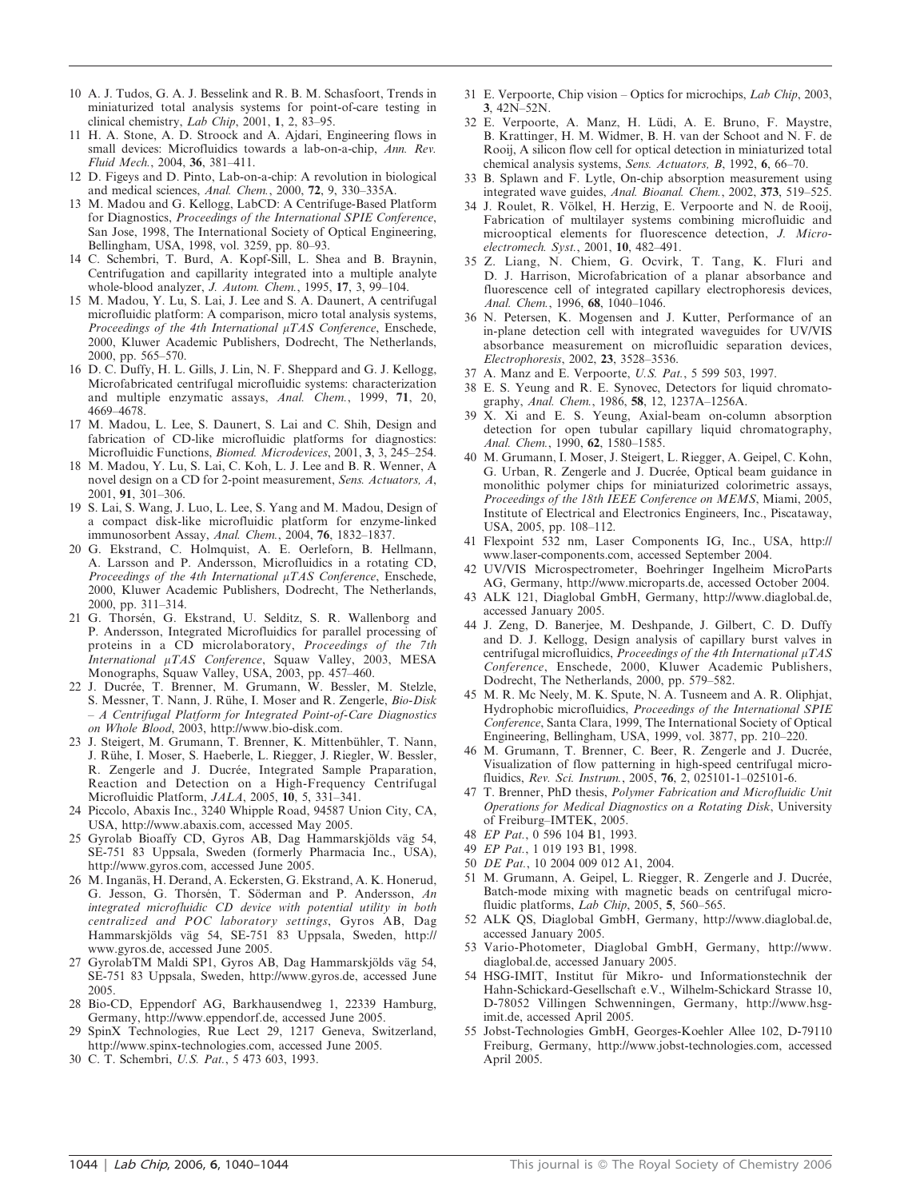10 A. J. Tudos, G. A. J. Besselink and R. B. M. Schasfoort, Trends in miniaturized total analysis systems for point-of-care testing in clinical chemistry, *Lab Chip*, 2001, **1**, 2, 83–95.

11 H. A. Stone, A. D. Stroock and A. Ajdari, Engineering flows in small devices: Microfluidics towards a lab-on-a-chip, *Ann. Rev. Fluid Mech.*, 2004, **36**, 381–411.

12 D. Figeys and D. Pinto, Lab-on-a-chip: A revolution in biological and medical sciences, *Anal. Chem.*, 2000, **72**, 9, 330–335A.

13 M. Madou and G. Kellogg, LabCD: A Centrifuge-Based Platform for Diagnostics, *Proceedings of the International SPIE Conference*, San Jose, 1998, The International Society of Optical Engineering, Bellingham, USA, 1998, vol. 3259, pp. 80–93.

14 C. Schembri, T. Burd, A. Kopf-Sill, L. Shea and B. Braynin, Centrifugation and capillarity integrated into a multiple analyte whole-blood analyzer, *J. Autom. Chem.*, 1995, **17**, 3, 99–104.

15 M. Madou, Y. Lu, S. Lai, J. Lee and S. A. Daunert, A centrifugal microfluidic platform: A comparison, micro total analysis systems, *Proceedings of the 4th International μTAS Conference*, Enschede, 2000, Kluwer Academic Publishers, Dodrecht, The Netherlands, 2000, pp. 565–570.

16 D. C. Duffy, H. L. Gills, J. Lin, N. F. Sheppard and G. J. Kellogg, Microfabricated centrifugal microfluidic systems: characterization and multiple enzymatic assays, *Anal. Chem.*, 1999, **71**, 20, 4669–4678.

17 M. Madou, L. Lee, S. Daunert, S. Lai and C. Shih, Design and fabrication of CD-like microfluidic platforms for diagnostics: Microfluidic Functions, *Biomed. Microdevices*, 2001, **3**, 3, 245–254.

18 M. Madou, Y. Lu, S. Lai, C. Koh, L. J. Lee and B. R. Wenner, A novel design on a CD for 2-point measurement, *Sens. Actuators, A*, 2001, **91**, 301–306.

19 S. Lai, S. Wang, J. Luo, L. Lee, S. Yang and M. Madou, Design of a compact disk-like microfluidic platform for enzyme-linked immunosorbent Assay, *Anal. Chem.*, 2004, **76**, 1832–1837.

20 G. Ekstrand, C. Holmquist, A. E. Oerlefon, B. Hellmann, A. Larsson and P. Andersson, Microfluidics in a rotating CD, *Proceedings of the 4th International μTAS Conference*, Enschede, 2000, Kluwer Academic Publishers, Dodrecht, The Netherlands, 2000, pp. 311–314.

21 G. Thorsén, G. Ekstrand, U. Selditz, S. R. Wallenborg and P. Andersson, Integrated Microfluidics for parallel processing of proteins in a CD microlaboratory, *Proceedings of the 7th International μTAS Conference*, Squaw Valley, 2003, MESA Monographs, Squaw Valley, USA, 2003, pp. 457–460.

22 J. Ducrée, T. Brenner, M. Grumann, W. Bessler, M. Stelzle, S. Messner, T. Nann, J. Rühe, I. Moser and R. Zengerle, *Bio-Disk – A Centrifugal Platform for Integrated Point-of-Care Diagnostics on Whole Blood*, 2003, http://www.bio-disk.com.

23 J. Steigert, M. Grumann, T. Brenner, K. Mittenbühler, T. Nann, J. Rühe, I. Moser, S. Haeberle, L. Riegger, J. Riegler, W. Bessler, R. Zengerle and J. Ducrée, Integrated Sample Praparation, Reaction and Detection on a High-Frequency Centrifugal Microfluidic Platform, *JALA*, 2005, **10**, 5, 331–341.

24 Piccolo, Abaxis Inc., 3240 Whipple Road, 94587 Union City, CA, USA, http://www.abaxis.com, accessed May 2005.

25 Gyrolab Bioaffy CD, Gyros AB, Dag Hammarskjölds väg 54, SE-751 83 Uppsala, Sweden (formerly Pharmacia Inc., USA), http://www.gyros.com, accessed June 2005.

26 M. Inganäs, H. Derand, A. Eckersten, G. Ekstrand, A. K. Honerud, G. Jesson, G. Thorsén, T. Söderman and P. Andersson, *An integrated microfluidic CD device with potential utility in both centralized and POC laboratory settings*, Gyros AB, Dag Hammarskjölds väg 54, SE-751 83 Uppsala, Sweden, http://www.gyros.de, accessed June 2005.

27 GyrolabTM Maldi SP1, Gyros AB, Dag Hammarskjölds väg 54, SE-751 83 Uppsala, Sweden, http://www.gyros.de, accessed June 2005.

28 Bio-CD, Eppendorf AG, Barkhausendweg 1, 22339 Hamburg, Germany, http://www.eppendorf.de, accessed June 2005.

29 SpinX Technologies, Rue Lect 29, 1217 Geneva, Switzerland, http://www.spinx-technologies.com, accessed June 2005.

30 C. T. Schembri, *U.S. Pat.*, 5 473 603, 1993.

31 E. Verpoorte, Chip vision – Optics for microchips, *Lab Chip*, 2003, **3**, 42N–52N.

32 E. Verpoorte, A. Manz, H. Lüdi, A. E. Bruno, F. Maystre, B. Krattinger, H. M. Widmer, B. H. van der Schoot and N. F. de Rooij, A silicon flow cell for optical detection in miniaturized total chemical analysis systems, *Sens. Actuators, B*, 1992, **6**, 66–70.

33 B. Splawn and F. Lytle, On-chip absorption measurement using integrated wave guides, *Anal. Bioanal. Chem.*, 2002, **373**, 519–525.

34 J. Roulet, R. Völkel, H. Herzig, E. Verpoorte and N. de Rooij, Fabrication of multilayer systems combining microfluidic and microoptical elements for fluorescence detection, *J. Microelectromech. Syst.*, 2001, **10**, 482–491.

35 Z. Liang, N. Chiem, G. Ocvirk, T. Tang, K. Fluri and D. J. Harrison, Microfabrication of a planar absorbance and fluorescence cell of integrated capillary electrophoresis devices, *Anal. Chem.*, 1996, **68**, 1040–1046.

36 N. Petersen, K. Mogensen and J. Kutter, Performance of an in-plane detection cell with integrated waveguides for UV/VIS absorbance measurement on microfluidic separation devices, *Electrophoresis*, 2002, **23**, 3528–3536.

37 A. Manz and E. Verpoorte, *U.S. Pat.*, 5 599 503, 1997.

38 E. S. Yeung and R. E. Synovec, Detectors for liquid chromatography, *Anal. Chem.*, 1986, **58**, 12, 1237A–1256A.

39 X. Xi and E. S. Yeung, Axial-beam on-column absorption detection for open tubular capillary liquid chromatography, *Anal. Chem.*, 1990, **62**, 1580–1585.

40 M. Grumann, I. Moser, J. Steigert, L. Riegger, A. Geipel, C. Kohn, G. Urban, R. Zengerle and J. Ducrée, Optical beam guidance in monolithic polymer chips for miniaturized colorimetric assays, *Proceedings of the 18th IEEE Conference on MEMS*, Miami, 2005, Institute of Electrical and Electronics Engineers, Inc., Piscataway, USA, 2005, pp. 108–112.

41 Flexpoint 532 nm, Laser Components IG, Inc., USA, http://www.laser-components.com, accessed September 2004.

42 UV/VIS Microspectrometer, Boehringer Ingelheim MicroParts AG, Germany, http://www.microparts.de, accessed October 2004.

43 ALK 121, Diaglobal GmbH, Germany, http://www.diaglobal.de, accessed January 2005.

44 J. Zeng, D. Banerjee, M. Deshpande, J. Gilbert, C. D. Duffy and D. J. Kellogg, Design analysis of capillary burst valves in centrifugal microfluidics, *Proceedings of the 4th International μTAS Conference*, Enschede, 2000, Kluwer Academic Publishers, Dodrecht, The Netherlands, 2000, pp. 579–582.

45 M. R. Mc Neely, M. K. Spute, N. A. Tusneem and A. R. Oliphjat, Hydrophobic microfluidics, *Proceedings of the International SPIE Conference*, Santa Clara, 1999, The International Society of Optical Engineering, Bellingham, USA, 1999, vol. 3877, pp. 210–220.

46 M. Grumann, T. Brenner, C. Beer, R. Zengerle and J. Ducrée, Visualization of flow patterning in high-speed centrifugal microfluidics, *Rev. Sci. Instrum.*, 2005, **76**, 2, 025101-1–025101-6.

47 T. Brenner, PhD thesis, *Polymer Fabrication and Microfluidic Unit Operations for Medical Diagnostics on a Rotating Disk*, University of Freiburg–IMTEK, 2005.

48 *EP Pat.*, 0 596 104 B1, 1993.

49 *EP Pat.*, 1 019 193 B1, 1998.

50 *DE Pat.*, 10 2004 009 012 A1, 2004.

51 M. Grumann, A. Geipel, L. Riegger, R. Zengerle and J. Ducrée, Batch-mode mixing with magnetic beads on centrifugal microfluidic platforms, *Lab Chip*, 2005, **5**, 560–565.

52 ALK QS, Diaglobal GmbH, Germany, http://www.diaglobal.de, accessed January 2005.

53 Vario-Photometer, Diaglobal GmbH, Germany, http://www.diaglobal.de, accessed January 2005.

54 HSG-IMIT, Institut für Mikro- und Informationstechnik der Hahn-Schickard-Gesellschaft e.V., Wilhelm-Schickard Strasse 10, D-78052 Villingen Schwenningen, Germany, http://www.hsg-imit.de, accessed April 2005.

55 Jobst-Technologies GmbH, Georges-Koehler Allee 102, D-79110 Freiburg, Germany, http://www.jobst-technologies.com, accessed April 2005.